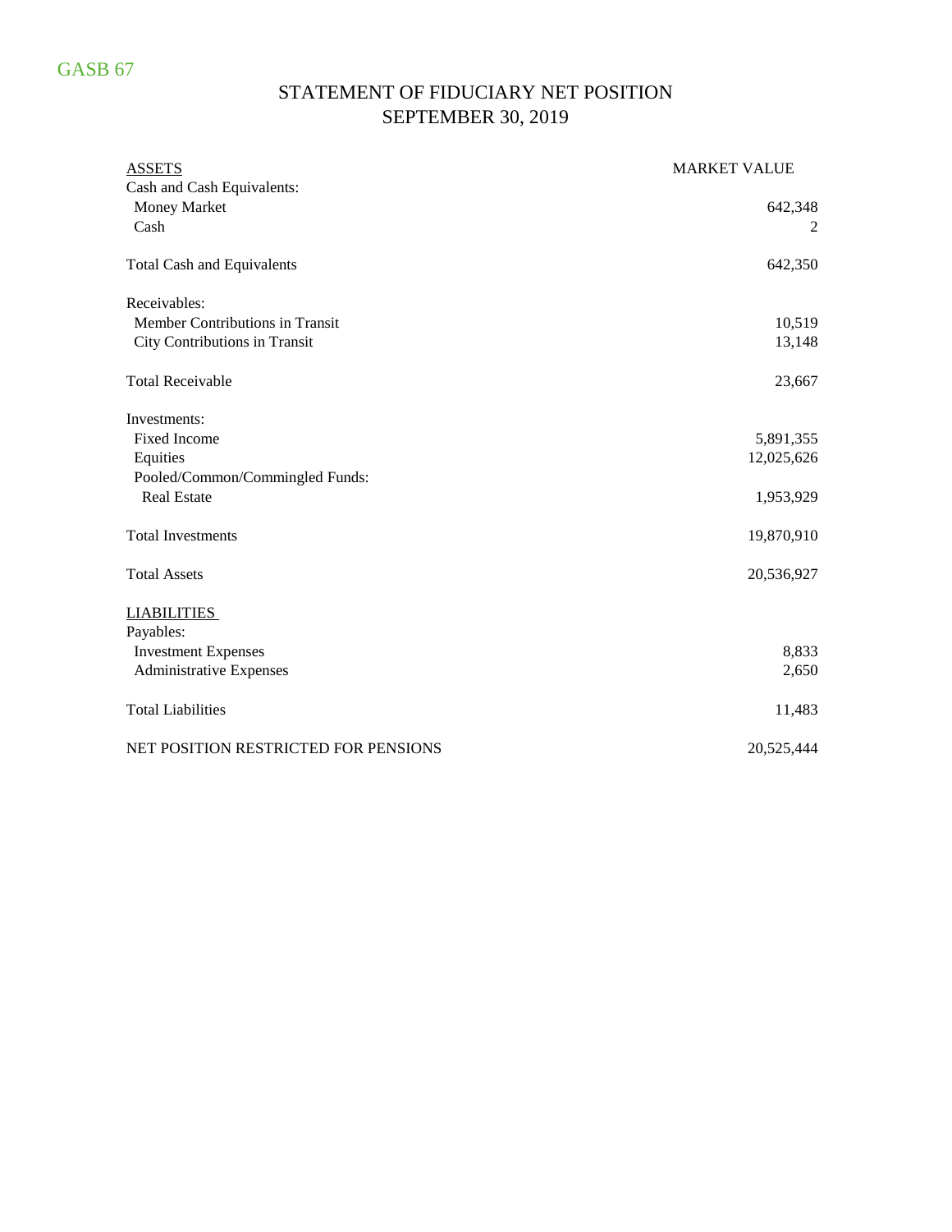GASB 67

# STATEMENT OF FIDUCIARY NET POSITION
## SEPTEMBER 30, 2019

| ASSETS | MARKET VALUE |
|---|---|
| Cash and Cash Equivalents: | |
| Money Market | 642,348 |
| Cash | 2 |
| | |
| Total Cash and Equivalents | 642,350 |
| | |
| Receivables: | |
| Member Contributions in Transit | 10,519 |
| City Contributions in Transit | 13,148 |
| | |
| Total Receivable | 23,667 |
| | |
| Investments: | |
| Fixed Income | 5,891,355 |
| Equities | 12,025,626 |
| Pooled/Common/Commingled Funds: | |
| Real Estate | 1,953,929 |
| | |
| Total Investments | 19,870,910 |
| | |
| Total Assets | 20,536,927 |
| | |
| LIABILITIES | |
| Payables: | |
| Investment Expenses | 8,833 |
| Administrative Expenses | 2,650 |
| | |
| Total Liabilities | 11,483 |
| | |
| NET POSITION RESTRICTED FOR PENSIONS | 20,525,444 |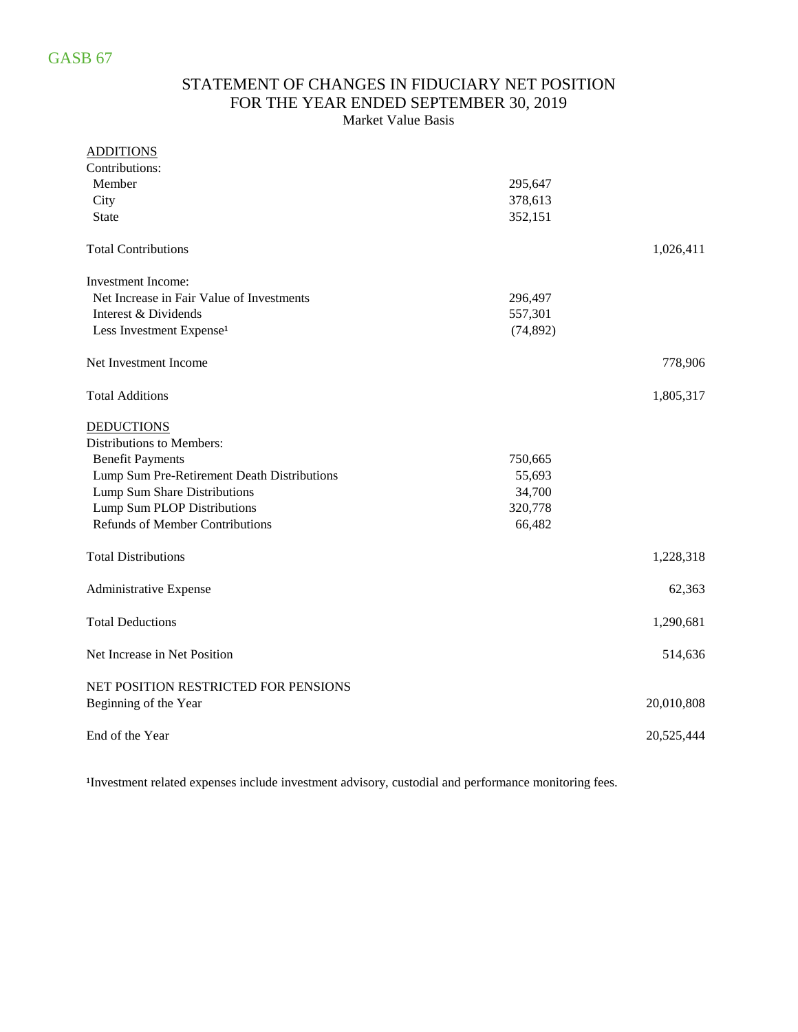GASB 67

# STATEMENT OF CHANGES IN FIDUCIARY NET POSITION
## FOR THE YEAR ENDED SEPTEMBER 30, 2019
Market Value Basis

| | | |
|---|---|---|
| ADDITIONS | | |
| Contributions: | | |
| Member | 295,647 | |
| City | 378,613 | |
| State | 352,151 | |
| Total Contributions | | 1,026,411 |
| Investment Income: | | |
| Net Increase in Fair Value of Investments | 296,497 | |
| Interest & Dividends | 557,301 | |
| Less Investment Expense[1] | (74,892) | |
| Net Investment Income | | 778,906 |
| Total Additions | | 1,805,317 |
| DEDUCTIONS | | |
| Distributions to Members: | | |
| Benefit Payments | 750,665 | |
| Lump Sum Pre-Retirement Death Distributions | 55,693 | |
| Lump Sum Share Distributions | 34,700 | |
| Lump Sum PLOP Distributions | 320,778 | |
| Refunds of Member Contributions | 66,482 | |
| Total Distributions | | 1,228,318 |
| Administrative Expense | | 62,363 |
| Total Deductions | | 1,290,681 |
| Net Increase in Net Position | | 514,636 |
| NET POSITION RESTRICTED FOR PENSIONS | | |
| Beginning of the Year | | 20,010,808 |
| End of the Year | | 20,525,444 |

[1]Investment related expenses include investment advisory, custodial and performance monitoring fees.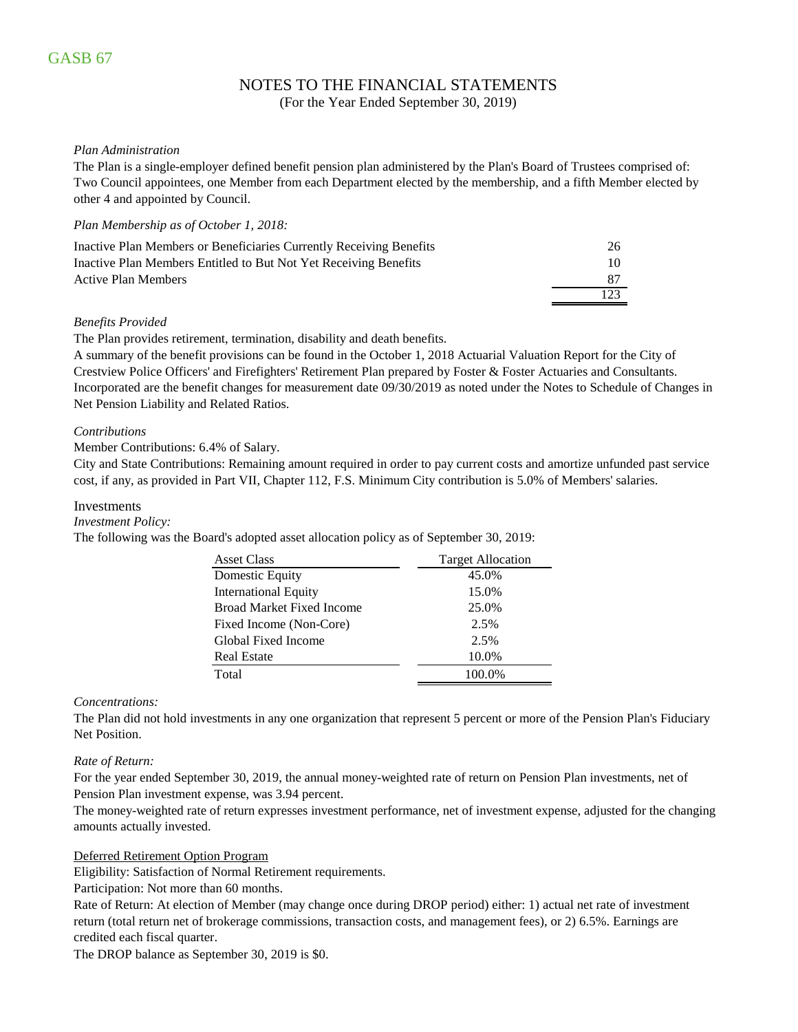GASB 67

# NOTES TO THE FINANCIAL STATEMENTS

(For the Year Ended September 30, 2019)

*Plan Administration*

The Plan is a single-employer defined benefit pension plan administered by the Plan's Board of Trustees comprised of: Two Council appointees, one Member from each Department elected by the membership, and a fifth Member elected by other 4 and appointed by Council.

*Plan Membership as of October 1, 2018:*

| | |
|---|---|
| Inactive Plan Members or Beneficiaries Currently Receiving Benefits | 26 |
| Inactive Plan Members Entitled to But Not Yet Receiving Benefits | 10 |
| Active Plan Members | 87 |
| | 123 |

*Benefits Provided*

The Plan provides retirement, termination, disability and death benefits.

A summary of the benefit provisions can be found in the October 1, 2018 Actuarial Valuation Report for the City of Crestview Police Officers' and Firefighters' Retirement Plan prepared by Foster & Foster Actuaries and Consultants. Incorporated are the benefit changes for measurement date 09/30/2019 as noted under the Notes to Schedule of Changes in Net Pension Liability and Related Ratios.

*Contributions*

Member Contributions: 6.4% of Salary.

City and State Contributions: Remaining amount required in order to pay current costs and amortize unfunded past service cost, if any, as provided in Part VII, Chapter 112, F.S. Minimum City contribution is 5.0% of Members' salaries.

## Investments

*Investment Policy:*

The following was the Board's adopted asset allocation policy as of September 30, 2019:

| Asset Class | Target Allocation |
|---|---|
| Domestic Equity | 45.0% |
| International Equity | 15.0% |
| Broad Market Fixed Income | 25.0% |
| Fixed Income (Non-Core) | 2.5% |
| Global Fixed Income | 2.5% |
| Real Estate | 10.0% |
| Total | 100.0% |

*Concentrations:*

The Plan did not hold investments in any one organization that represent 5 percent or more of the Pension Plan's Fiduciary Net Position.

*Rate of Return:*

For the year ended September 30, 2019, the annual money-weighted rate of return on Pension Plan investments, net of Pension Plan investment expense, was 3.94 percent.

The money-weighted rate of return expresses investment performance, net of investment expense, adjusted for the changing amounts actually invested.

Deferred Retirement Option Program

Eligibility: Satisfaction of Normal Retirement requirements.

Participation: Not more than 60 months.

Rate of Return: At election of Member (may change once during DROP period) either: 1) actual net rate of investment return (total return net of brokerage commissions, transaction costs, and management fees), or 2) 6.5%. Earnings are credited each fiscal quarter.

The DROP balance as September 30, 2019 is $0.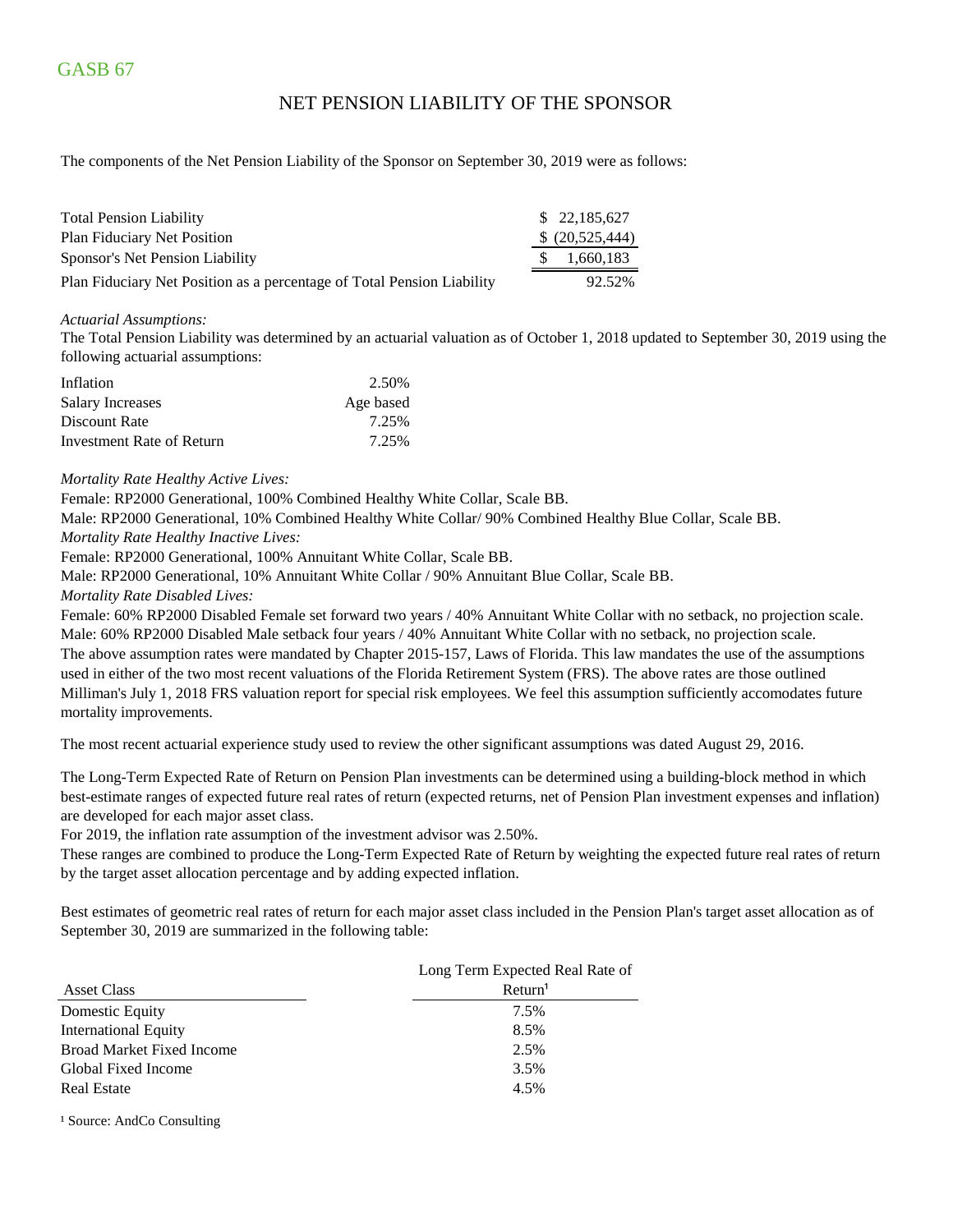GASB 67

# NET PENSION LIABILITY OF THE SPONSOR

The components of the Net Pension Liability of the Sponsor on September 30, 2019 were as follows:

| | |
|---|---|
| Total Pension Liability | $ 22,185,627 |
| Plan Fiduciary Net Position | $ (20,525,444) |
| Sponsor's Net Pension Liability | $ 1,660,183 |
| Plan Fiduciary Net Position as a percentage of Total Pension Liability | 92.52% |

*Actuarial Assumptions:*

The Total Pension Liability was determined by an actuarial valuation as of October 1, 2018 updated to September 30, 2019 using the following actuarial assumptions:

| | |
|---|---|
| Inflation | 2.50% |
| Salary Increases | Age based |
| Discount Rate | 7.25% |
| Investment Rate of Return | 7.25% |

*Mortality Rate Healthy Active Lives:*

Female: RP2000 Generational, 100% Combined Healthy White Collar, Scale BB.

Male: RP2000 Generational, 10% Combined Healthy White Collar/ 90% Combined Healthy Blue Collar, Scale BB.

*Mortality Rate Healthy Inactive Lives:*

Female: RP2000 Generational, 100% Annuitant White Collar, Scale BB.

Male: RP2000 Generational, 10% Annuitant White Collar / 90% Annuitant Blue Collar, Scale BB.

*Mortality Rate Disabled Lives:*

Female: 60% RP2000 Disabled Female set forward two years / 40% Annuitant White Collar with no setback, no projection scale.

Male: 60% RP2000 Disabled Male setback four years / 40% Annuitant White Collar with no setback, no projection scale.

The above assumption rates were mandated by Chapter 2015-157, Laws of Florida. This law mandates the use of the assumptions used in either of the two most recent valuations of the Florida Retirement System (FRS). The above rates are those outlined Milliman's July 1, 2018 FRS valuation report for special risk employees. We feel this assumption sufficiently accomodates future mortality improvements.

The most recent actuarial experience study used to review the other significant assumptions was dated August 29, 2016.

The Long-Term Expected Rate of Return on Pension Plan investments can be determined using a building-block method in which best-estimate ranges of expected future real rates of return (expected returns, net of Pension Plan investment expenses and inflation) are developed for each major asset class.

For 2019, the inflation rate assumption of the investment advisor was 2.50%.

These ranges are combined to produce the Long-Term Expected Rate of Return by weighting the expected future real rates of return by the target asset allocation percentage and by adding expected inflation.

Best estimates of geometric real rates of return for each major asset class included in the Pension Plan's target asset allocation as of September 30, 2019 are summarized in the following table:

| Asset Class | Long Term Expected Real Rate of Return[1] |
|---|---|
| Domestic Equity | 7.5% |
| International Equity | 8.5% |
| Broad Market Fixed Income | 2.5% |
| Global Fixed Income | 3.5% |
| Real Estate | 4.5% |

[1] Source: AndCo Consulting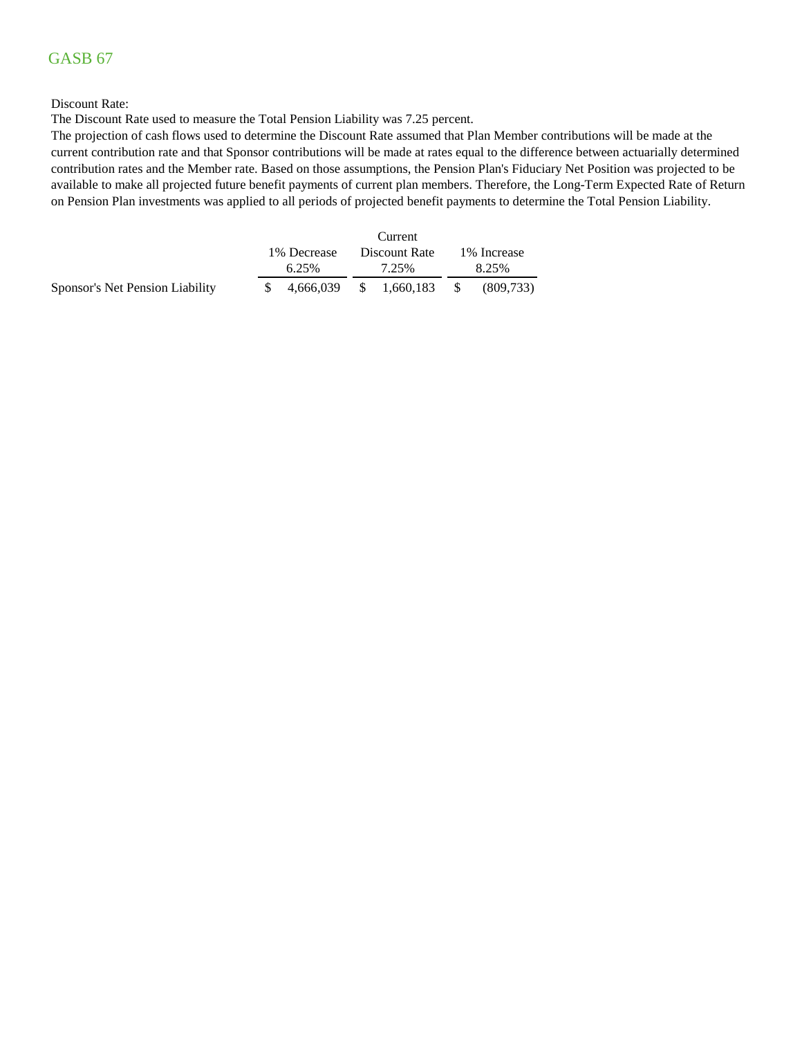# GASB 67

Discount Rate:

The Discount Rate used to measure the Total Pension Liability was 7.25 percent.

The projection of cash flows used to determine the Discount Rate assumed that Plan Member contributions will be made at the current contribution rate and that Sponsor contributions will be made at rates equal to the difference between actuarially determined contribution rates and the Member rate. Based on those assumptions, the Pension Plan's Fiduciary Net Position was projected to be available to make all projected future benefit payments of current plan members. Therefore, the Long-Term Expected Rate of Return on Pension Plan investments was applied to all periods of projected benefit payments to determine the Total Pension Liability.

| | 1% Decrease 6.25% | Current Discount Rate 7.25% | 1% Increase 8.25% |
|---|---|---|---|
| Sponsor's Net Pension Liability | $ 4,666,039 | $ 1,660,183 | $ (809,733) |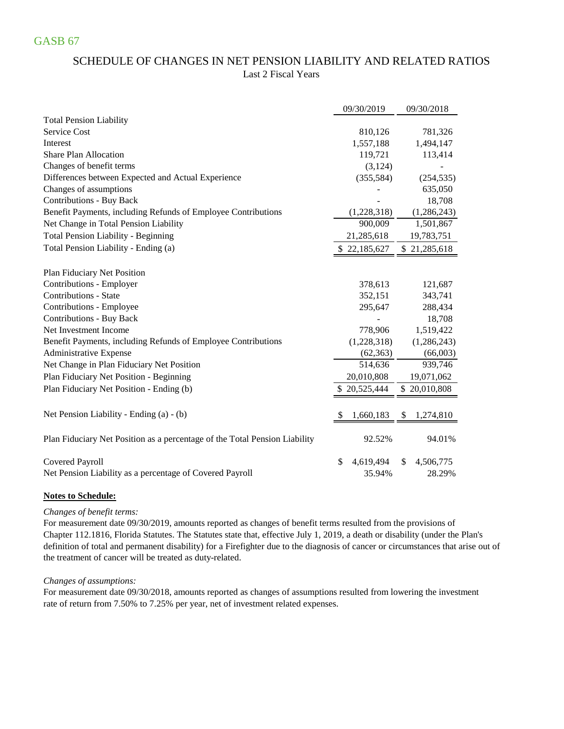GASB 67

## SCHEDULE OF CHANGES IN NET PENSION LIABILITY AND RELATED RATIOS

Last 2 Fiscal Years

| | 09/30/2019 | 09/30/2018 |
|---|---|---|
| Total Pension Liability | | |
| Service Cost | 810,126 | 781,326 |
| Interest | 1,557,188 | 1,494,147 |
| Share Plan Allocation | 119,721 | 113,414 |
| Changes of benefit terms | (3,124) | - |
| Differences between Expected and Actual Experience | (355,584) | (254,535) |
| Changes of assumptions | - | 635,050 |
| Contributions - Buy Back | - | 18,708 |
| Benefit Payments, including Refunds of Employee Contributions | (1,228,318) | (1,286,243) |
| Net Change in Total Pension Liability | 900,009 | 1,501,867 |
| Total Pension Liability - Beginning | 21,285,618 | 19,783,751 |
| Total Pension Liability - Ending (a) | $ 22,185,627 | $ 21,285,618 |
| | | |
| Plan Fiduciary Net Position | | |
| Contributions - Employer | 378,613 | 121,687 |
| Contributions - State | 352,151 | 343,741 |
| Contributions - Employee | 295,647 | 288,434 |
| Contributions - Buy Back | - | 18,708 |
| Net Investment Income | 778,906 | 1,519,422 |
| Benefit Payments, including Refunds of Employee Contributions | (1,228,318) | (1,286,243) |
| Administrative Expense | (62,363) | (66,003) |
| Net Change in Plan Fiduciary Net Position | 514,636 | 939,746 |
| Plan Fiduciary Net Position - Beginning | 20,010,808 | 19,071,062 |
| Plan Fiduciary Net Position - Ending (b) | $ 20,525,444 | $ 20,010,808 |
| | | |
| Net Pension Liability - Ending (a) - (b) | $ 1,660,183 | $ 1,274,810 |
| | | |
| Plan Fiduciary Net Position as a percentage of the Total Pension Liability | 92.52% | 94.01% |
| | | |
| Covered Payroll | $ 4,619,494 | $ 4,506,775 |
| Net Pension Liability as a percentage of Covered Payroll | 35.94% | 28.29% |

**Notes to Schedule:**

*Changes of benefit terms:*

For measurement date 09/30/2019, amounts reported as changes of benefit terms resulted from the provisions of Chapter 112.1816, Florida Statutes. The Statutes state that, effective July 1, 2019, a death or disability (under the Plan's definition of total and permanent disability) for a Firefighter due to the diagnosis of cancer or circumstances that arise out of the treatment of cancer will be treated as duty-related.

*Changes of assumptions:*

For measurement date 09/30/2018, amounts reported as changes of assumptions resulted from lowering the investment rate of return from 7.50% to 7.25% per year, net of investment related expenses.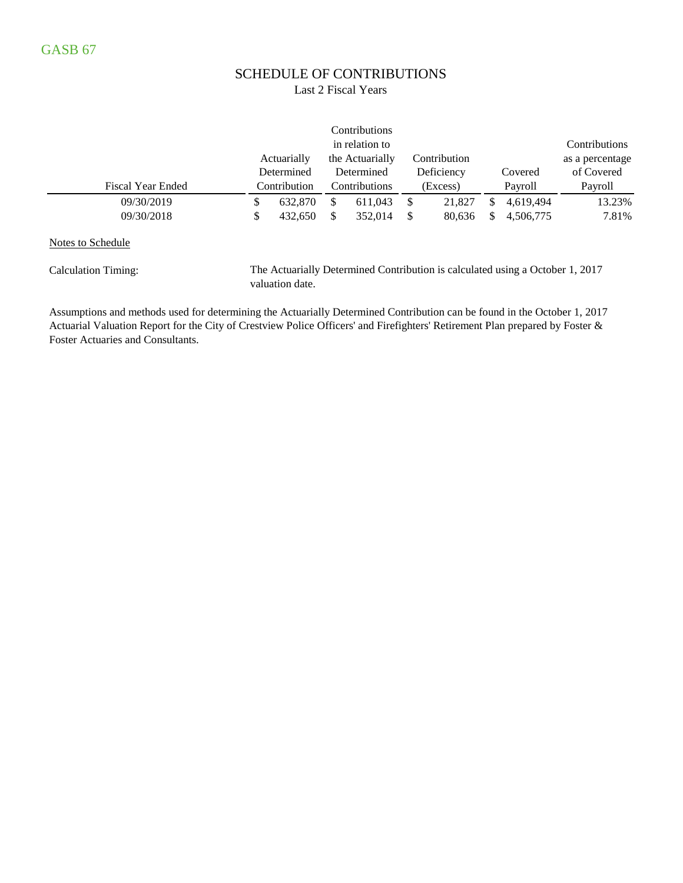GASB 67

# SCHEDULE OF CONTRIBUTIONS

Last 2 Fiscal Years

| Fiscal Year Ended | Actuarially Determined Contribution | Contributions in relation to the Actuarially Determined Contributions | Contribution Deficiency (Excess) | Covered Payroll | Contributions as a percentage of Covered Payroll |
|---|---|---|---|---|---|
| 09/30/2019 | $ 632,870 | $ 611,043 | $ 21,827 | $ 4,619,494 | 13.23% |
| 09/30/2018 | $ 432,650 | $ 352,014 | $ 80,636 | $ 4,506,775 | 7.81% |

Notes to Schedule

Calculation Timing: The Actuarially Determined Contribution is calculated using a October 1, 2017 valuation date.

Assumptions and methods used for determining the Actuarially Determined Contribution can be found in the October 1, 2017 Actuarial Valuation Report for the City of Crestview Police Officers' and Firefighters' Retirement Plan prepared by Foster & Foster Actuaries and Consultants.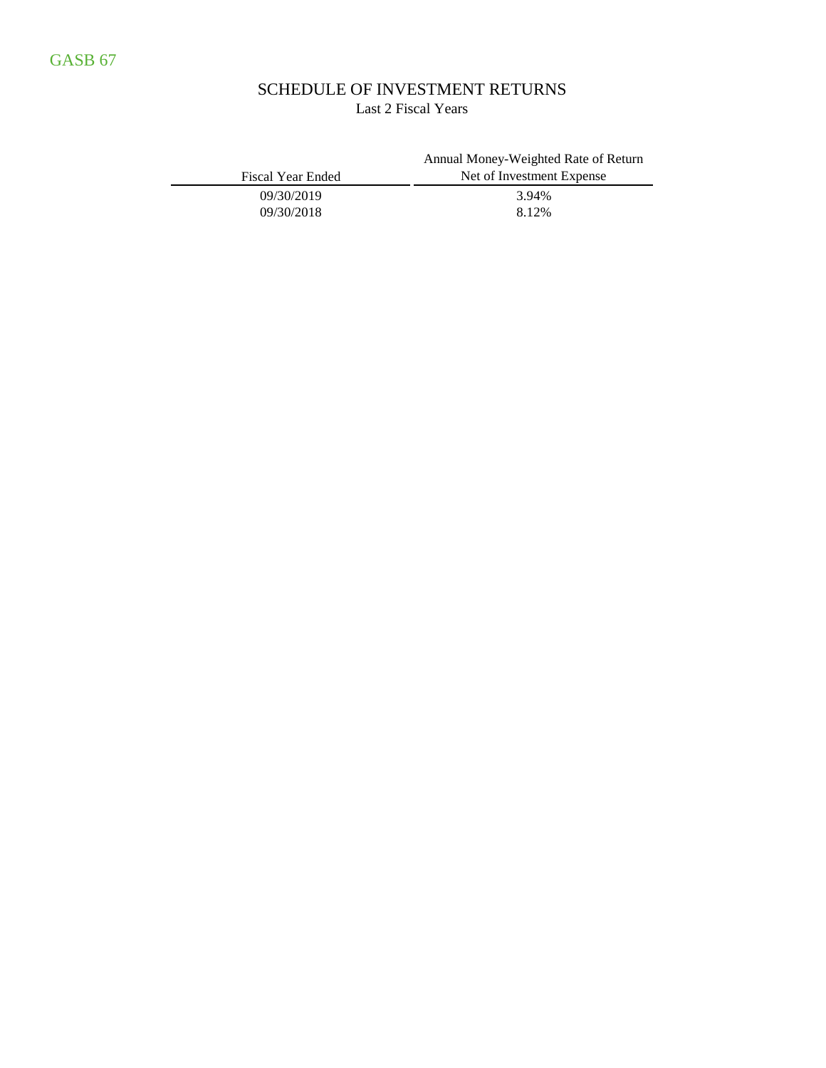GASB 67

## SCHEDULE OF INVESTMENT RETURNS

Last 2 Fiscal Years

| Fiscal Year Ended | Annual Money-Weighted Rate of Return Net of Investment Expense |
|---|---|
| 09/30/2019 | 3.94% |
| 09/30/2018 | 8.12% |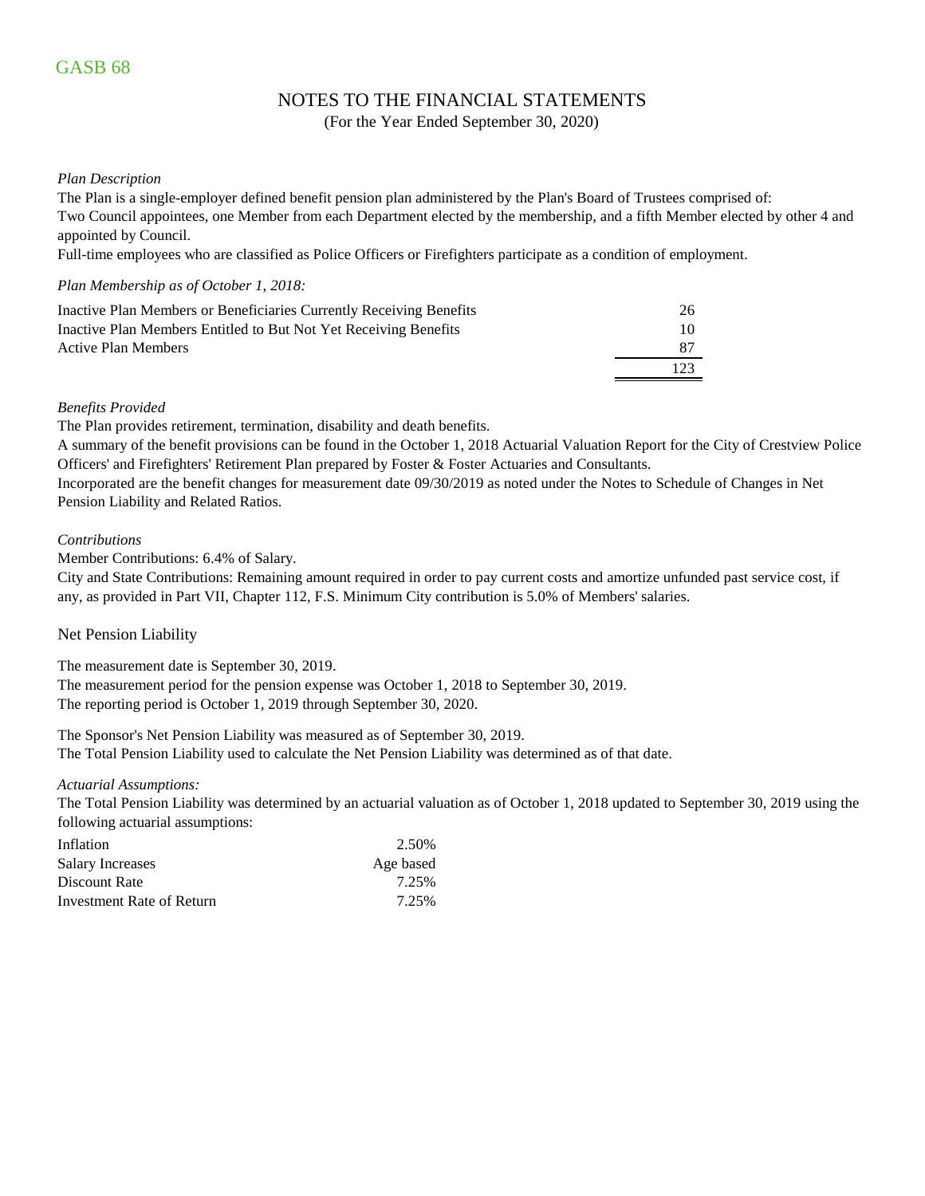GASB 68

# NOTES TO THE FINANCIAL STATEMENTS

(For the Year Ended September 30, 2020)

*Plan Description*

The Plan is a single-employer defined benefit pension plan administered by the Plan's Board of Trustees comprised of:

Two Council appointees, one Member from each Department elected by the membership, and a fifth Member elected by other 4 and appointed by Council.

Full-time employees who are classified as Police Officers or Firefighters participate as a condition of employment.

*Plan Membership as of October 1, 2018:*

| | |
|---|---|
| Inactive Plan Members or Beneficiaries Currently Receiving Benefits | 26 |
| Inactive Plan Members Entitled to But Not Yet Receiving Benefits | 10 |
| Active Plan Members | 87 |
| | 123 |

*Benefits Provided*

The Plan provides retirement, termination, disability and death benefits.

A summary of the benefit provisions can be found in the October 1, 2018 Actuarial Valuation Report for the City of Crestview Police Officers' and Firefighters' Retirement Plan prepared by Foster & Foster Actuaries and Consultants.

Incorporated are the benefit changes for measurement date 09/30/2019 as noted under the Notes to Schedule of Changes in Net Pension Liability and Related Ratios.

*Contributions*

Member Contributions: 6.4% of Salary.

City and State Contributions: Remaining amount required in order to pay current costs and amortize unfunded past service cost, if any, as provided in Part VII, Chapter 112, F.S. Minimum City contribution is 5.0% of Members' salaries.

## Net Pension Liability

The measurement date is September 30, 2019.

The measurement period for the pension expense was October 1, 2018 to September 30, 2019.

The reporting period is October 1, 2019 through September 30, 2020.

The Sponsor's Net Pension Liability was measured as of September 30, 2019.

The Total Pension Liability used to calculate the Net Pension Liability was determined as of that date.

*Actuarial Assumptions:*

The Total Pension Liability was determined by an actuarial valuation as of October 1, 2018 updated to September 30, 2019 using the following actuarial assumptions:

| | |
|---|---|
| Inflation | 2.50% |
| Salary Increases | Age based |
| Discount Rate | 7.25% |
| Investment Rate of Return | 7.25% |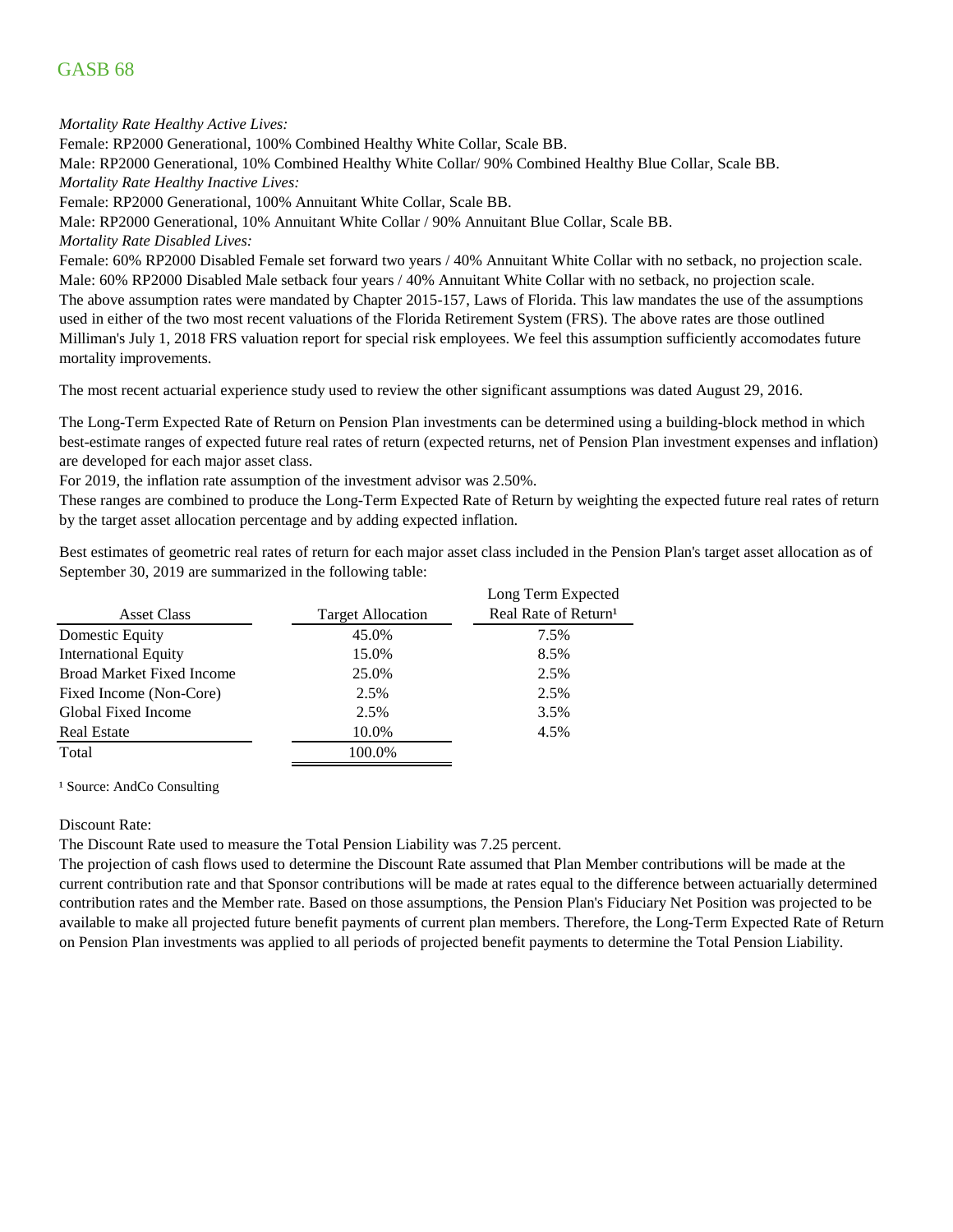*Mortality Rate Healthy Active Lives:*

Female: RP2000 Generational, 100% Combined Healthy White Collar, Scale BB.

Male: RP2000 Generational, 10% Combined Healthy White Collar/ 90% Combined Healthy Blue Collar, Scale BB.

*Mortality Rate Healthy Inactive Lives:*

Female: RP2000 Generational, 100% Annuitant White Collar, Scale BB.

Male: RP2000 Generational, 10% Annuitant White Collar / 90% Annuitant Blue Collar, Scale BB.

*Mortality Rate Disabled Lives:*

Female: 60% RP2000 Disabled Female set forward two years / 40% Annuitant White Collar with no setback, no projection scale.

Male: 60% RP2000 Disabled Male setback four years / 40% Annuitant White Collar with no setback, no projection scale.

The above assumption rates were mandated by Chapter 2015-157, Laws of Florida. This law mandates the use of the assumptions used in either of the two most recent valuations of the Florida Retirement System (FRS). The above rates are those outlined Milliman's July 1, 2018 FRS valuation report for special risk employees. We feel this assumption sufficiently accomodates future mortality improvements.

The most recent actuarial experience study used to review the other significant assumptions was dated August 29, 2016.

The Long-Term Expected Rate of Return on Pension Plan investments can be determined using a building-block method in which best-estimate ranges of expected future real rates of return (expected returns, net of Pension Plan investment expenses and inflation) are developed for each major asset class.

For 2019, the inflation rate assumption of the investment advisor was 2.50%.

These ranges are combined to produce the Long-Term Expected Rate of Return by weighting the expected future real rates of return by the target asset allocation percentage and by adding expected inflation.

Best estimates of geometric real rates of return for each major asset class included in the Pension Plan's target asset allocation as of September 30, 2019 are summarized in the following table:

| Asset Class | Target Allocation | Long Term Expected Real Rate of Return[1] |
|---|---|---|
| Domestic Equity | 45.0% | 7.5% |
| International Equity | 15.0% | 8.5% |
| Broad Market Fixed Income | 25.0% | 2.5% |
| Fixed Income (Non-Core) | 2.5% | 2.5% |
| Global Fixed Income | 2.5% | 3.5% |
| Real Estate | 10.0% | 4.5% |
| Total | 100.0% | |

[1] Source: AndCo Consulting

Discount Rate:

The Discount Rate used to measure the Total Pension Liability was 7.25 percent.

The projection of cash flows used to determine the Discount Rate assumed that Plan Member contributions will be made at the current contribution rate and that Sponsor contributions will be made at rates equal to the difference between actuarially determined contribution rates and the Member rate. Based on those assumptions, the Pension Plan's Fiduciary Net Position was projected to be available to make all projected future benefit payments of current plan members. Therefore, the Long-Term Expected Rate of Return on Pension Plan investments was applied to all periods of projected benefit payments to determine the Total Pension Liability.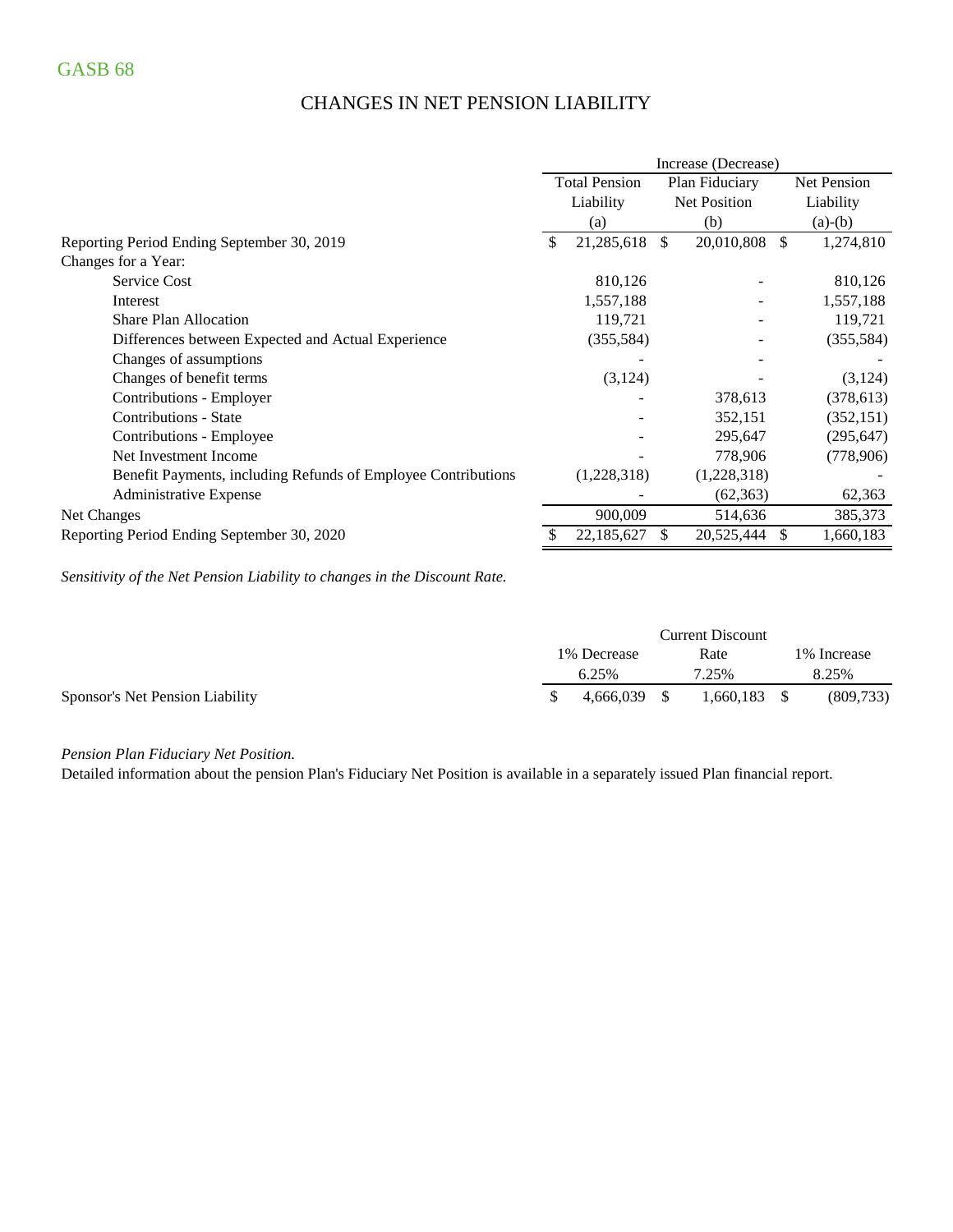GASB 68

# CHANGES IN NET PENSION LIABILITY

| | Increase (Decrease) | | |
|---|---|---|---|
| | Total Pension Liability (a) | Plan Fiduciary Net Position (b) | Net Pension Liability (a)-(b) |
| Reporting Period Ending September 30, 2019 | $ 21,285,618 | $ 20,010,808 | $ 1,274,810 |
| Changes for a Year: | | | |
| Service Cost | 810,126 | - | 810,126 |
| Interest | 1,557,188 | - | 1,557,188 |
| Share Plan Allocation | 119,721 | - | 119,721 |
| Differences between Expected and Actual Experience | (355,584) | - | (355,584) |
| Changes of assumptions | - | - | - |
| Changes of benefit terms | (3,124) | - | (3,124) |
| Contributions - Employer | - | 378,613 | (378,613) |
| Contributions - State | - | 352,151 | (352,151) |
| Contributions - Employee | - | 295,647 | (295,647) |
| Net Investment Income | - | 778,906 | (778,906) |
| Benefit Payments, including Refunds of Employee Contributions | (1,228,318) | (1,228,318) | - |
| Administrative Expense | - | (62,363) | 62,363 |
| Net Changes | 900,009 | 514,636 | 385,373 |
| Reporting Period Ending September 30, 2020 | $ 22,185,627 | $ 20,525,444 | $ 1,660,183 |

*Sensitivity of the Net Pension Liability to changes in the Discount Rate.*

| | 1% Decrease 6.25% | Current Discount Rate 7.25% | 1% Increase 8.25% |
|---|---|---|---|
| Sponsor's Net Pension Liability | $ 4,666,039 | $ 1,660,183 | $ (809,733) |

*Pension Plan Fiduciary Net Position.*

Detailed information about the pension Plan's Fiduciary Net Position is available in a separately issued Plan financial report.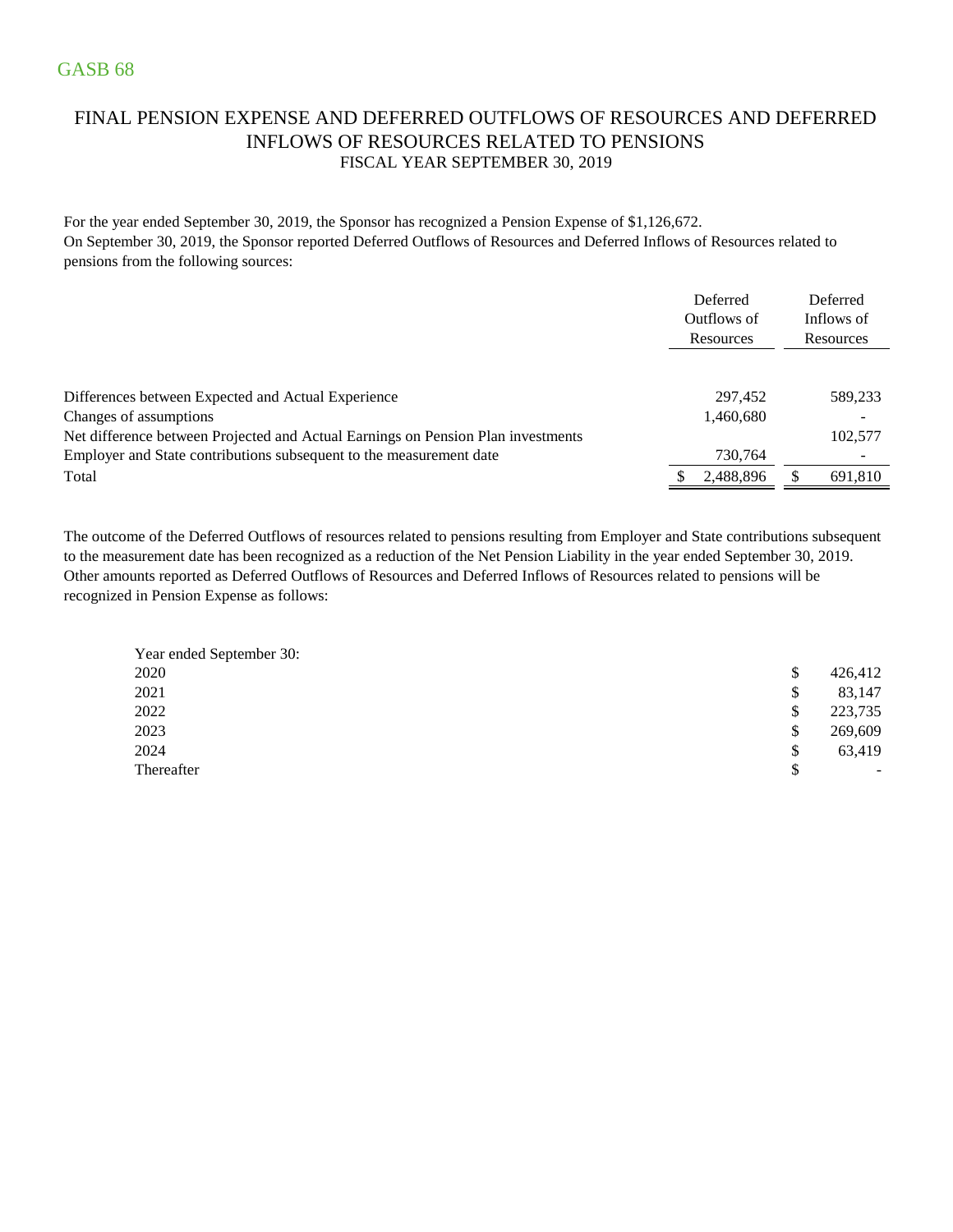GASB 68

# FINAL PENSION EXPENSE AND DEFERRED OUTFLOWS OF RESOURCES AND DEFERRED INFLOWS OF RESOURCES RELATED TO PENSIONS

FISCAL YEAR SEPTEMBER 30, 2019

For the year ended September 30, 2019, the Sponsor has recognized a Pension Expense of $1,126,672.
On September 30, 2019, the Sponsor reported Deferred Outflows of Resources and Deferred Inflows of Resources related to pensions from the following sources:

| | Deferred Outflows of Resources | Deferred Inflows of Resources |
|---|---|---|
| Differences between Expected and Actual Experience | 297,452 | 589,233 |
| Changes of assumptions | 1,460,680 | - |
| Net difference between Projected and Actual Earnings on Pension Plan investments | | 102,577 |
| Employer and State contributions subsequent to the measurement date | 730,764 | - |
| Total | $ 2,488,896 | $ 691,810 |

The outcome of the Deferred Outflows of resources related to pensions resulting from Employer and State contributions subsequent to the measurement date has been recognized as a reduction of the Net Pension Liability in the year ended September 30, 2019. Other amounts reported as Deferred Outflows of Resources and Deferred Inflows of Resources related to pensions will be recognized in Pension Expense as follows:

| Year ended September 30: | |
|---|---|
| 2020 | $ 426,412 |
| 2021 | $ 83,147 |
| 2022 | $ 223,735 |
| 2023 | $ 269,609 |
| 2024 | $ 63,419 |
| Thereafter | $ - |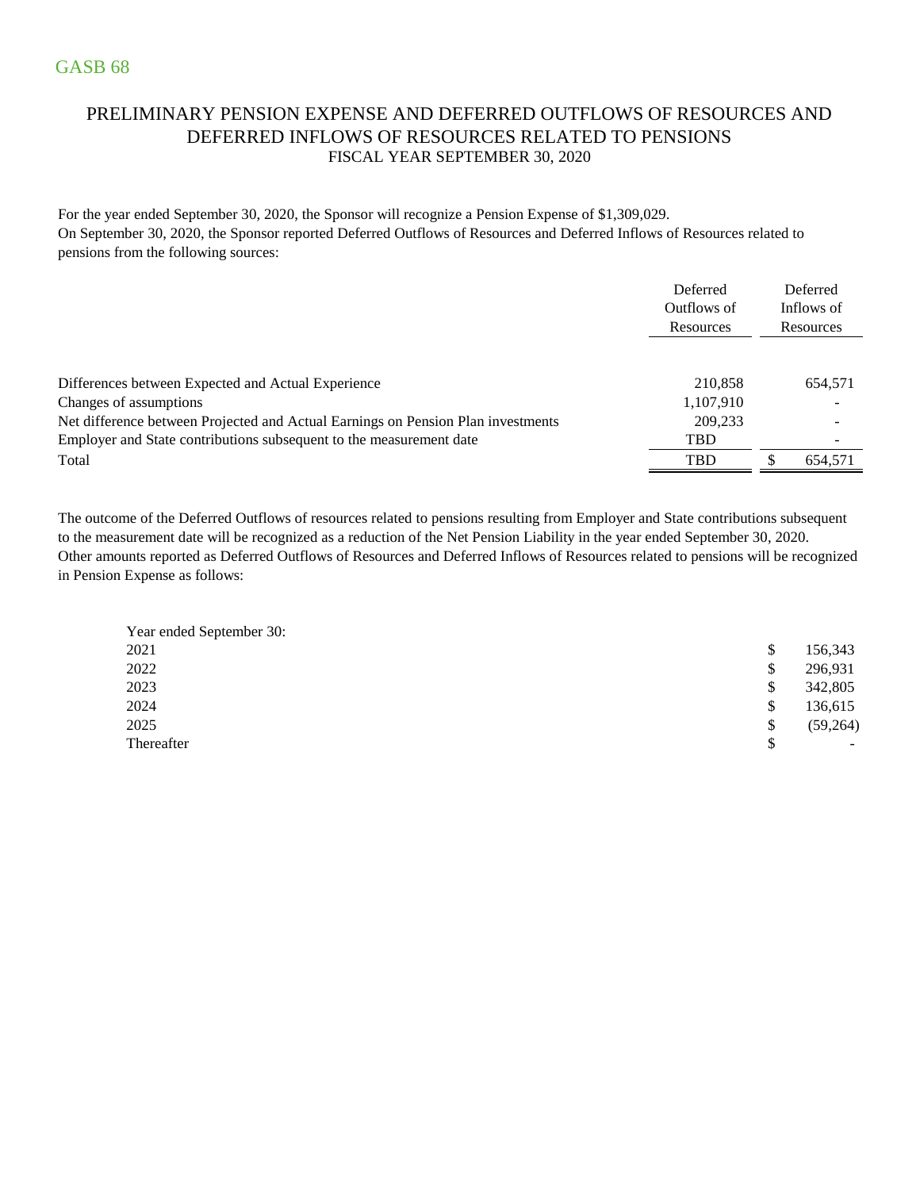GASB 68

# PRELIMINARY PENSION EXPENSE AND DEFERRED OUTFLOWS OF RESOURCES AND DEFERRED INFLOWS OF RESOURCES RELATED TO PENSIONS

FISCAL YEAR SEPTEMBER 30, 2020

For the year ended September 30, 2020, the Sponsor will recognize a Pension Expense of $1,309,029.
On September 30, 2020, the Sponsor reported Deferred Outflows of Resources and Deferred Inflows of Resources related to pensions from the following sources:

| | Deferred Outflows of Resources | Deferred Inflows of Resources |
|---|---|---|
| Differences between Expected and Actual Experience | 210,858 | 654,571 |
| Changes of assumptions | 1,107,910 | - |
| Net difference between Projected and Actual Earnings on Pension Plan investments | 209,233 | - |
| Employer and State contributions subsequent to the measurement date | TBD | - |
| Total | TBD | $ 654,571 |

The outcome of the Deferred Outflows of resources related to pensions resulting from Employer and State contributions subsequent to the measurement date will be recognized as a reduction of the Net Pension Liability in the year ended September 30, 2020.
Other amounts reported as Deferred Outflows of Resources and Deferred Inflows of Resources related to pensions will be recognized in Pension Expense as follows:

| Year ended September 30: | |
|---|---|
| 2021 | $ 156,343 |
| 2022 | $ 296,931 |
| 2023 | $ 342,805 |
| 2024 | $ 136,615 |
| 2025 | $ (59,264) |
| Thereafter | $ - |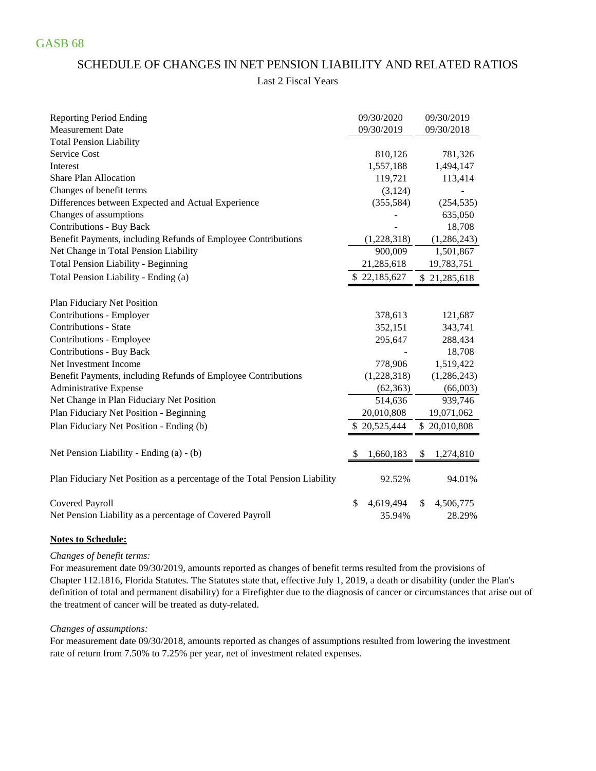GASB 68

## SCHEDULE OF CHANGES IN NET PENSION LIABILITY AND RELATED RATIOS

Last 2 Fiscal Years

| Reporting Period Ending | 09/30/2020 | 09/30/2019 |
|---|---|---|
| Measurement Date | 09/30/2019 | 09/30/2018 |
| **Total Pension Liability** | | |
| Service Cost | 810,126 | 781,326 |
| Interest | 1,557,188 | 1,494,147 |
| Share Plan Allocation | 119,721 | 113,414 |
| Changes of benefit terms | (3,124) | - |
| Differences between Expected and Actual Experience | (355,584) | (254,535) |
| Changes of assumptions | - | 635,050 |
| Contributions - Buy Back | - | 18,708 |
| Benefit Payments, including Refunds of Employee Contributions | (1,228,318) | (1,286,243) |
| Net Change in Total Pension Liability | 900,009 | 1,501,867 |
| Total Pension Liability - Beginning | 21,285,618 | 19,783,751 |
| Total Pension Liability - Ending (a) | $ 22,185,627 | $ 21,285,618 |
| | | |
| **Plan Fiduciary Net Position** | | |
| Contributions - Employer | 378,613 | 121,687 |
| Contributions - State | 352,151 | 343,741 |
| Contributions - Employee | 295,647 | 288,434 |
| Contributions - Buy Back | - | 18,708 |
| Net Investment Income | 778,906 | 1,519,422 |
| Benefit Payments, including Refunds of Employee Contributions | (1,228,318) | (1,286,243) |
| Administrative Expense | (62,363) | (66,003) |
| Net Change in Plan Fiduciary Net Position | 514,636 | 939,746 |
| Plan Fiduciary Net Position - Beginning | 20,010,808 | 19,071,062 |
| Plan Fiduciary Net Position - Ending (b) | $ 20,525,444 | $ 20,010,808 |
| | | |
| Net Pension Liability - Ending (a) - (b) | $ 1,660,183 | $ 1,274,810 |
| | | |
| Plan Fiduciary Net Position as a percentage of the Total Pension Liability | 92.52% | 94.01% |
| | | |
| Covered Payroll | $ 4,619,494 | $ 4,506,775 |
| Net Pension Liability as a percentage of Covered Payroll | 35.94% | 28.29% |

**Notes to Schedule:**

*Changes of benefit terms:*

For measurement date 09/30/2019, amounts reported as changes of benefit terms resulted from the provisions of Chapter 112.1816, Florida Statutes. The Statutes state that, effective July 1, 2019, a death or disability (under the Plan's definition of total and permanent disability) for a Firefighter due to the diagnosis of cancer or circumstances that arise out of the treatment of cancer will be treated as duty-related.

*Changes of assumptions:*

For measurement date 09/30/2018, amounts reported as changes of assumptions resulted from lowering the investment rate of return from 7.50% to 7.25% per year, net of investment related expenses.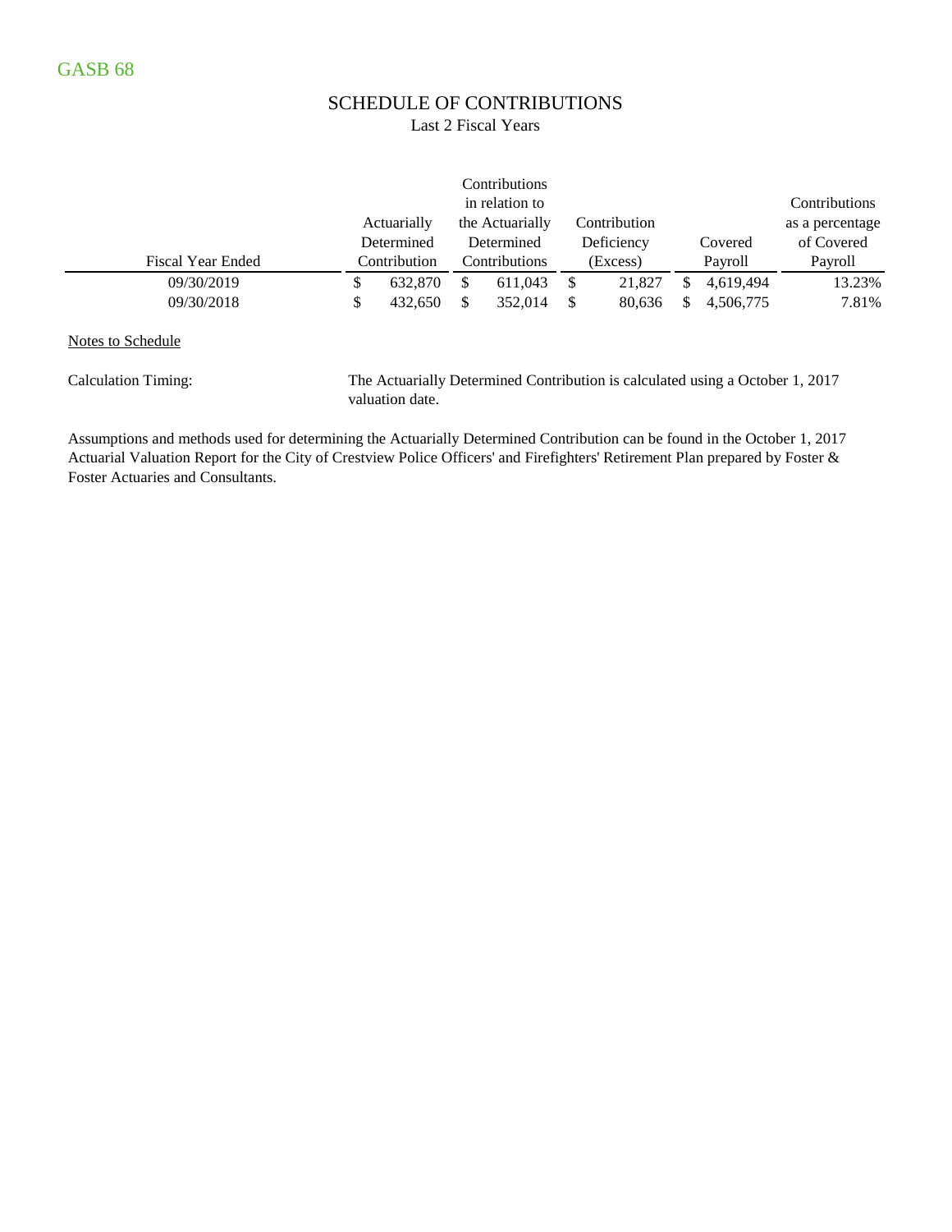GASB 68

# SCHEDULE OF CONTRIBUTIONS

Last 2 Fiscal Years

| Fiscal Year Ended | Actuarially Determined Contribution | Contributions in relation to the Actuarially Determined Contributions | Contribution Deficiency (Excess) | Covered Payroll | Contributions as a percentage of Covered Payroll |
|---|---|---|---|---|---|
| 09/30/2019 | $ 632,870 | $ 611,043 | $ 21,827 | $ 4,619,494 | 13.23% |
| 09/30/2018 | $ 432,650 | $ 352,014 | $ 80,636 | $ 4,506,775 | 7.81% |

Notes to Schedule

Calculation Timing: The Actuarially Determined Contribution is calculated using a October 1, 2017 valuation date.

Assumptions and methods used for determining the Actuarially Determined Contribution can be found in the October 1, 2017 Actuarial Valuation Report for the City of Crestview Police Officers' and Firefighters' Retirement Plan prepared by Foster & Foster Actuaries and Consultants.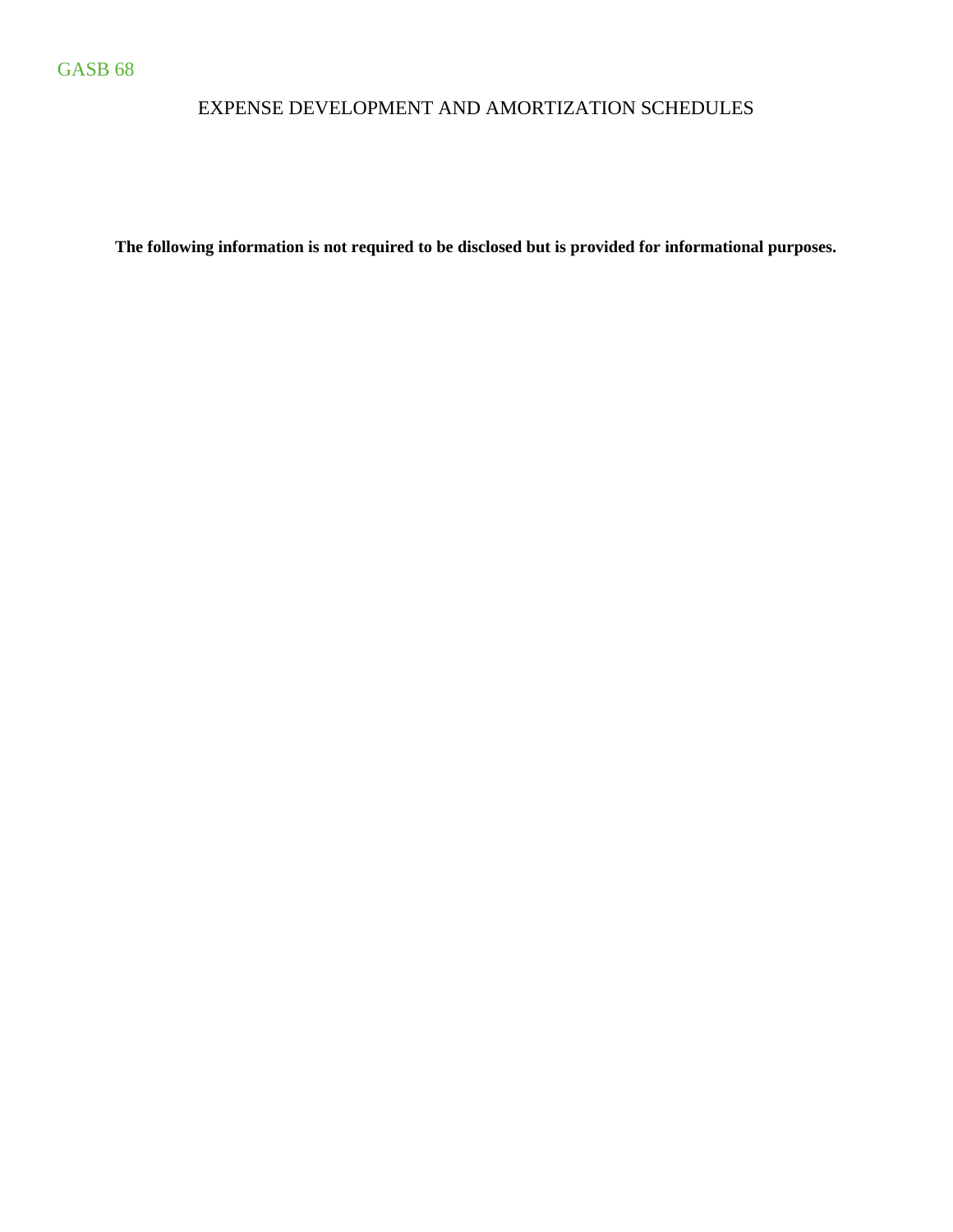GASB 68

# EXPENSE DEVELOPMENT AND AMORTIZATION SCHEDULES

**The following information is not required to be disclosed but is provided for informational purposes.**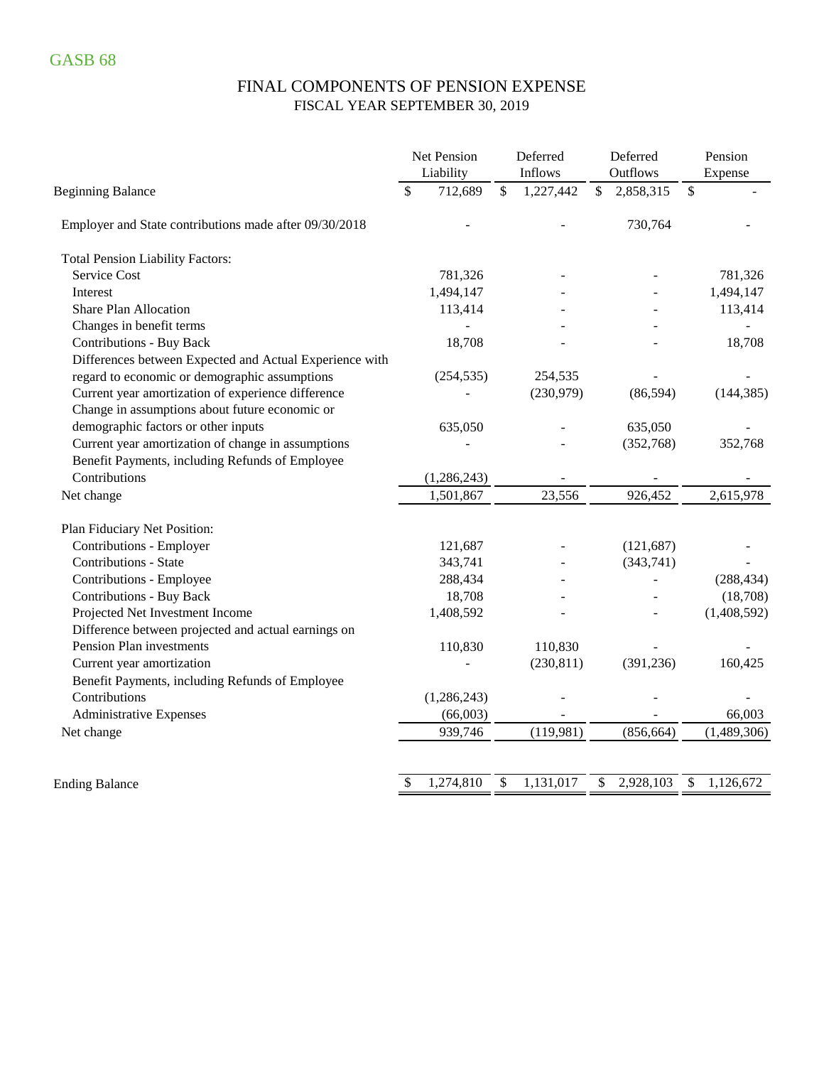GASB 68

# FINAL COMPONENTS OF PENSION EXPENSE

## FISCAL YEAR SEPTEMBER 30, 2019

| | Net Pension Liability | Deferred Inflows | Deferred Outflows | Pension Expense |
|---|---|---|---|---|
| Beginning Balance | $ 712,689 | $ 1,227,442 | $ 2,858,315 | $ - |
| Employer and State contributions made after 09/30/2018 | - | - | 730,764 | - |
| Total Pension Liability Factors: | | | | |
| Service Cost | 781,326 | - | - | 781,326 |
| Interest | 1,494,147 | - | - | 1,494,147 |
| Share Plan Allocation | 113,414 | - | - | 113,414 |
| Changes in benefit terms | - | - | - | - |
| Contributions - Buy Back | 18,708 | - | - | 18,708 |
| Differences between Expected and Actual Experience with regard to economic or demographic assumptions | (254,535) | 254,535 | - | - |
| Current year amortization of experience difference | - | (230,979) | (86,594) | (144,385) |
| Change in assumptions about future economic or demographic factors or other inputs | 635,050 | - | 635,050 | - |
| Current year amortization of change in assumptions | - | - | (352,768) | 352,768 |
| Benefit Payments, including Refunds of Employee Contributions | (1,286,243) | - | - | - |
| Net change | 1,501,867 | 23,556 | 926,452 | 2,615,978 |
| Plan Fiduciary Net Position: | | | | |
| Contributions - Employer | 121,687 | - | (121,687) | - |
| Contributions - State | 343,741 | - | (343,741) | - |
| Contributions - Employee | 288,434 | - | - | (288,434) |
| Contributions - Buy Back | 18,708 | - | - | (18,708) |
| Projected Net Investment Income | 1,408,592 | - | - | (1,408,592) |
| Difference between projected and actual earnings on Pension Plan investments | 110,830 | 110,830 | - | - |
| Current year amortization | - | (230,811) | (391,236) | 160,425 |
| Benefit Payments, including Refunds of Employee Contributions | (1,286,243) | - | - | - |
| Administrative Expenses | (66,003) | - | - | 66,003 |
| Net change | 939,746 | (119,981) | (856,664) | (1,489,306) |
| Ending Balance | $ 1,274,810 | $ 1,131,017 | $ 2,928,103 | $ 1,126,672 |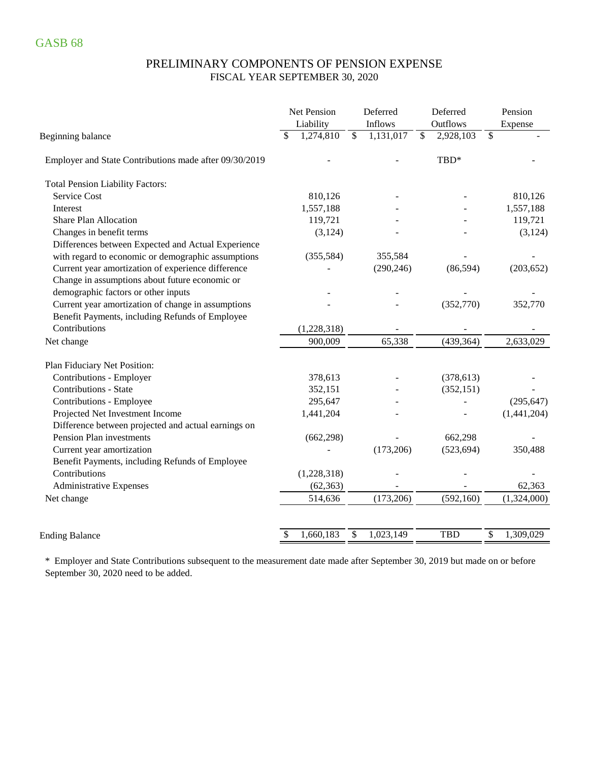GASB 68

## PRELIMINARY COMPONENTS OF PENSION EXPENSE
### FISCAL YEAR SEPTEMBER 30, 2020

| | Net Pension Liability | Deferred Inflows | Deferred Outflows | Pension Expense |
|---|---|---|---|---|
| Beginning balance | $ 1,274,810 | $ 1,131,017 | $ 2,928,103 | $ - |
| Employer and State Contributions made after 09/30/2019 | - | - | TBD* | - |
| Total Pension Liability Factors: | | | | |
| Service Cost | 810,126 | - | - | 810,126 |
| Interest | 1,557,188 | - | - | 1,557,188 |
| Share Plan Allocation | 119,721 | - | - | 119,721 |
| Changes in benefit terms | (3,124) | - | - | (3,124) |
| Differences between Expected and Actual Experience with regard to economic or demographic assumptions | (355,584) | 355,584 | - | - |
| Current year amortization of experience difference | - | (290,246) | (86,594) | (203,652) |
| Change in assumptions about future economic or demographic factors or other inputs | - | - | - | - |
| Current year amortization of change in assumptions | - | - | (352,770) | 352,770 |
| Benefit Payments, including Refunds of Employee Contributions | (1,228,318) | - | - | - |
| Net change | 900,009 | 65,338 | (439,364) | 2,633,029 |
| Plan Fiduciary Net Position: | | | | |
| Contributions - Employer | 378,613 | - | (378,613) | - |
| Contributions - State | 352,151 | - | (352,151) | - |
| Contributions - Employee | 295,647 | - | - | (295,647) |
| Projected Net Investment Income | 1,441,204 | - | - | (1,441,204) |
| Difference between projected and actual earnings on Pension Plan investments | (662,298) | - | 662,298 | - |
| Current year amortization | - | (173,206) | (523,694) | 350,488 |
| Benefit Payments, including Refunds of Employee Contributions | (1,228,318) | - | - | - |
| Administrative Expenses | (62,363) | - | - | 62,363 |
| Net change | 514,636 | (173,206) | (592,160) | (1,324,000) |
| Ending Balance | $ 1,660,183 | $ 1,023,149 | TBD | $ 1,309,029 |

\* Employer and State Contributions subsequent to the measurement date made after September 30, 2019 but made on or before September 30, 2020 need to be added.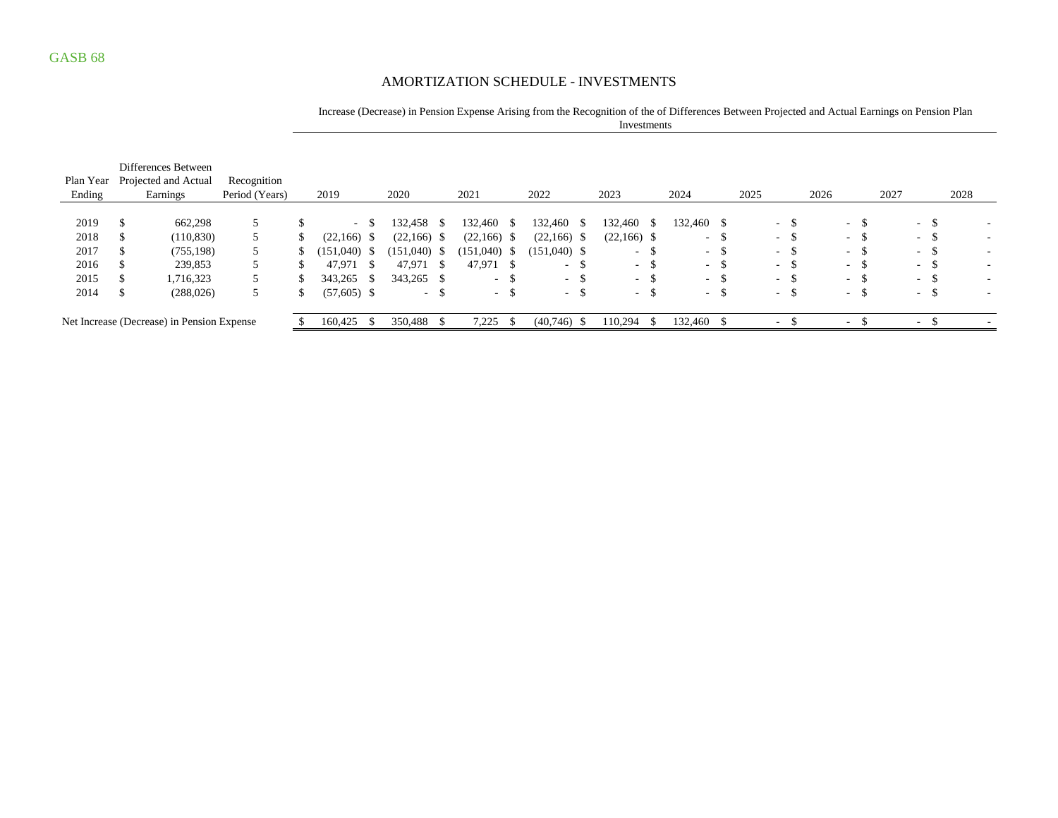GASB 68

## AMORTIZATION SCHEDULE - INVESTMENTS

| Plan Year Ending | Differences Between Projected and Actual Earnings | Recognition Period (Years) | Increase (Decrease) in Pension Expense Arising from the Recognition of the of Differences Between Projected and Actual Earnings on Pension Plan Investments | | | | | | | | | |
|---|---|---|---|---|---|---|---|---|---|---|---|---|
| | | | 2019 | 2020 | 2021 | 2022 | 2023 | 2024 | 2025 | 2026 | 2027 | 2028 |
| 2019 | $ 662,298 | 5 | $ - | $ 132,458 | $ 132,460 | $ 132,460 | $ 132,460 | $ 132,460 | $ - | $ - | $ - | $ - |
| 2018 | $ (110,830) | 5 | $ (22,166) | $ (22,166) | $ (22,166) | $ (22,166) | $ (22,166) | $ - | $ - | $ - | $ - | $ - |
| 2017 | $ (755,198) | 5 | $ (151,040) | $ (151,040) | $ (151,040) | $ (151,040) | $ - | $ - | $ - | $ - | $ - | $ - |
| 2016 | $ 239,853 | 5 | $ 47,971 | $ 47,971 | $ 47,971 | $ - | $ - | $ - | $ - | $ - | $ - | $ - |
| 2015 | $ 1,716,323 | 5 | $ 343,265 | $ 343,265 | $ - | $ - | $ - | $ - | $ - | $ - | $ - | $ - |
| 2014 | $ (288,026) | 5 | $ (57,605) | $ - | $ - | $ - | $ - | $ - | $ - | $ - | $ - | $ - |
| Net Increase (Decrease) in Pension Expense | | | $ 160,425 | $ 350,488 | $ 7,225 | $ (40,746) | $ 110,294 | $ 132,460 | $ - | $ - | $ - | $ - |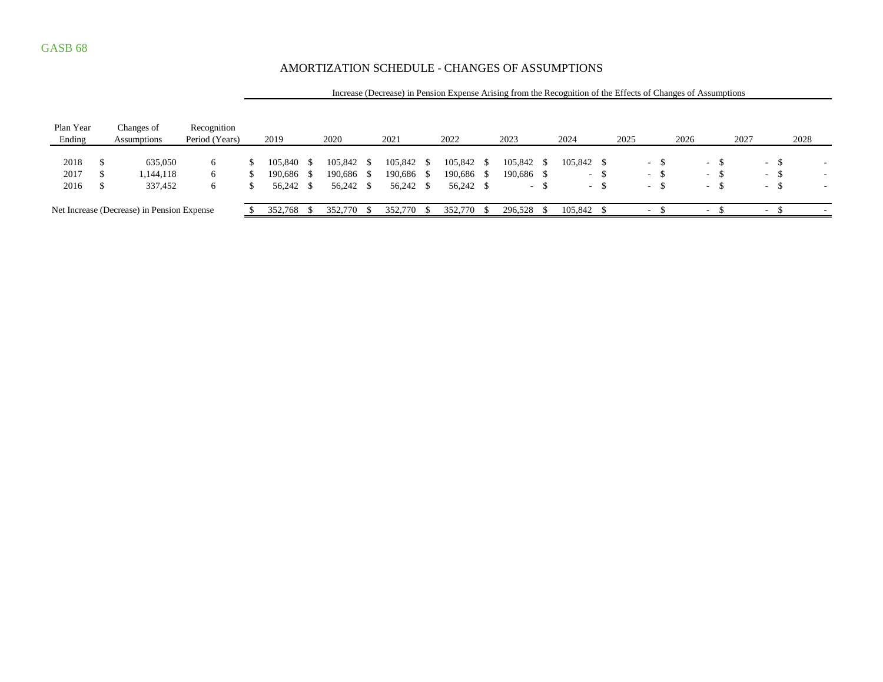GASB 68

# AMORTIZATION SCHEDULE - CHANGES OF ASSUMPTIONS

| Plan Year Ending | Changes of Assumptions | Recognition Period (Years) | Increase (Decrease) in Pension Expense Arising from the Recognition of the Effects of Changes of Assumptions | | | | | | | | | |
|---|---|---|---|---|---|---|---|---|---|---|---|---|
| | | | 2019 | 2020 | 2021 | 2022 | 2023 | 2024 | 2025 | 2026 | 2027 | 2028 |
| 2018 | $ 635,050 | 6 | $ 105,840 | $ 105,842 | $ 105,842 | $ 105,842 | $ 105,842 | $ 105,842 | $ - | $ - | $ - | $ - |
| 2017 | $ 1,144,118 | 6 | $ 190,686 | $ 190,686 | $ 190,686 | $ 190,686 | $ 190,686 | $ - | $ - | $ - | $ - | $ - |
| 2016 | $ 337,452 | 6 | $ 56,242 | $ 56,242 | $ 56,242 | $ 56,242 | $ - | $ - | $ - | $ - | $ - | $ - |
| Net Increase (Decrease) in Pension Expense | | | $ 352,768 | $ 352,770 | $ 352,770 | $ 352,770 | $ 296,528 | $ 105,842 | $ - | $ - | $ - | $ - |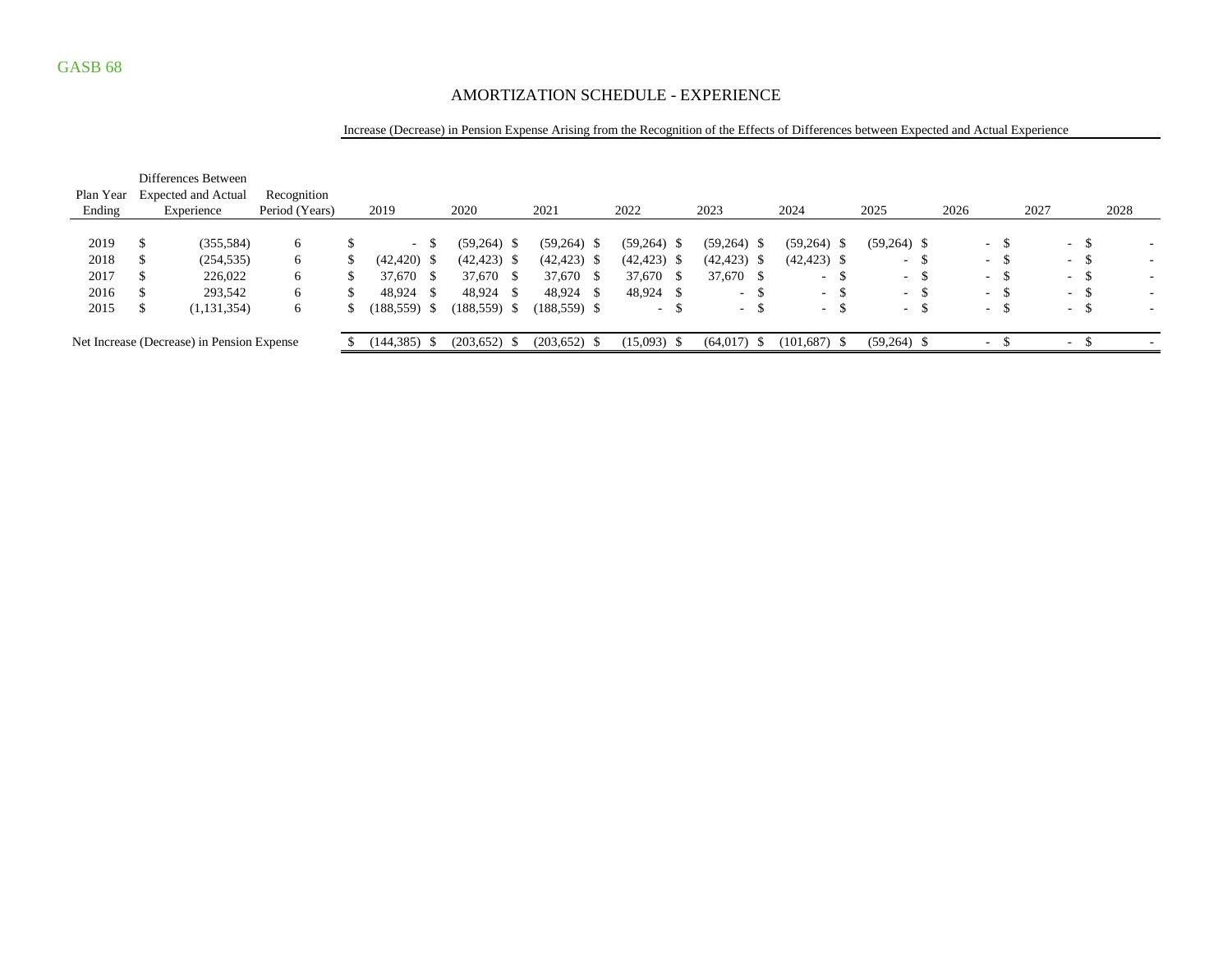GASB 68

## AMORTIZATION SCHEDULE - EXPERIENCE

Increase (Decrease) in Pension Expense Arising from the Recognition of the Effects of Differences between Expected and Actual Experience

| Plan Year Ending | Differences Between Expected and Actual Experience | Recognition Period (Years) | 2019 | 2020 | 2021 | 2022 | 2023 | 2024 | 2025 | 2026 | 2027 | 2028 |
|---|---|---|---|---|---|---|---|---|---|---|---|---|
| 2019 | $ (355,584) | 6 | $ - | $ (59,264) | $ (59,264) | $ (59,264) | $ (59,264) | $ (59,264) | $ (59,264) | $ - | $ - | $ - |
| 2018 | $ (254,535) | 6 | $ (42,420) | $ (42,423) | $ (42,423) | $ (42,423) | $ (42,423) | $ (42,423) | $ - | $ - | $ - | $ - |
| 2017 | $ 226,022 | 6 | $ 37,670 | $ 37,670 | $ 37,670 | $ 37,670 | $ 37,670 | $ - | $ - | $ - | $ - | $ - |
| 2016 | $ 293,542 | 6 | $ 48,924 | $ 48,924 | $ 48,924 | $ 48,924 | $ - | $ - | $ - | $ - | $ - | $ - |
| 2015 | $ (1,131,354) | 6 | $ (188,559) | $ (188,559) | $ (188,559) | $ - | $ - | $ - | $ - | $ - | $ - | $ - |
| Net Increase (Decrease) in Pension Expense | | | $ (144,385) | $ (203,652) | $ (203,652) | $ (15,093) | $ (64,017) | $ (101,687) | $ (59,264) | $ - | $ - | $ - |